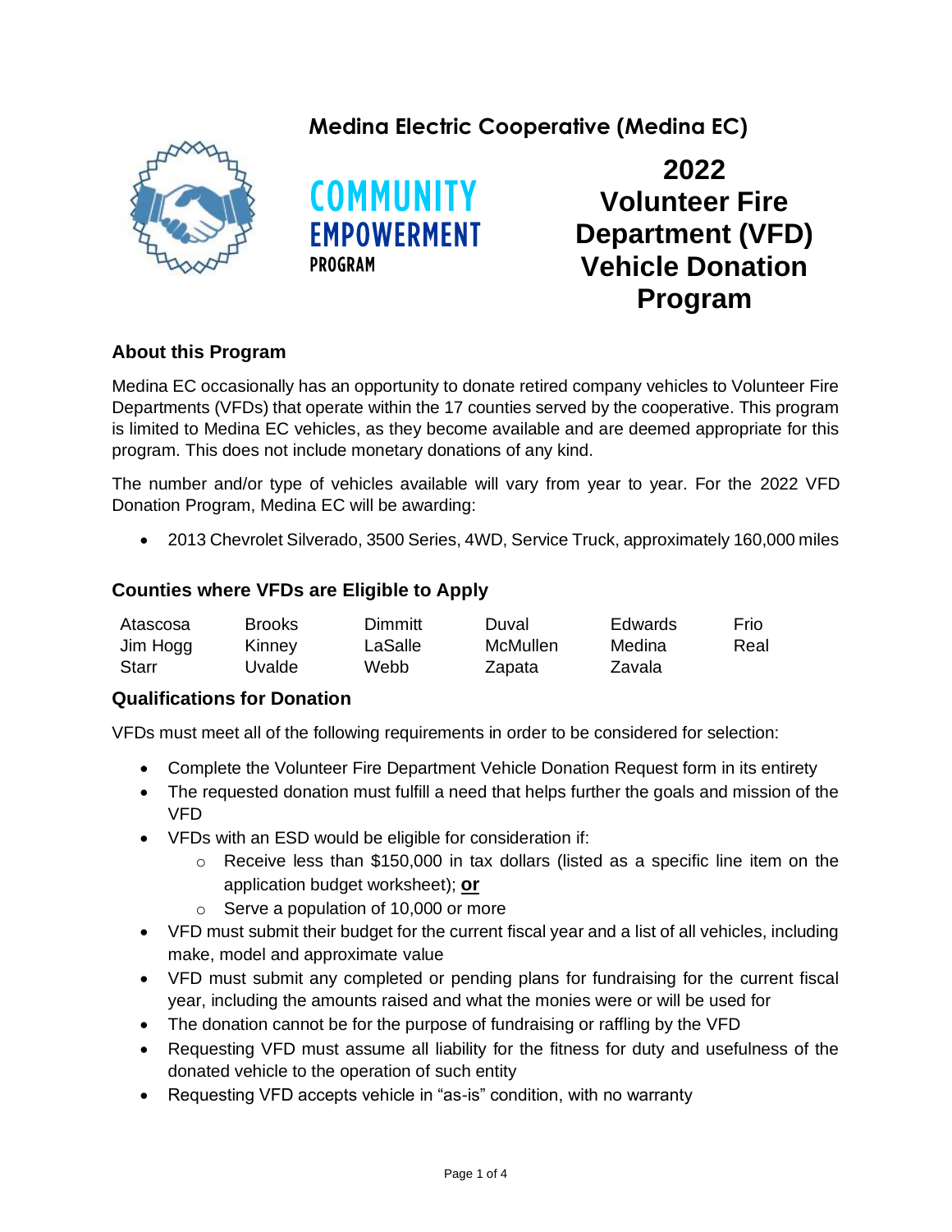**Medina Electric Cooperative (Medina EC)**

**COMMUNITY EMPOWERMENT PROGRAM**

# 2022 Volunteer Fire Department (VFD) Vehicle Donation Program

## About this Program

Medina EC occasionally has an opportunity to donate retired company vehicles to Volunteer Fire Departments (VFDs) that operate within the 17 counties served by the cooperative. This program is limited to Medina EC vehicles, as they become available and are deemed appropriate for this program. This does not include monetary donations of any kind.

The number and/or type of vehicles available will vary from year to year. For the 2022 VFD Donation Program, Medina EC will be awarding:

- 2013 Chevrolet Silverado, 3500 Series, 4WD, Service Truck, approximately 160,000 miles

## Counties where VFDs are Eligible to Apply

| | | | | | |
|---|---|---|---|---|---|
| Atascosa | Brooks | Dimmitt | Duval | Edwards | Frio |
| Jim Hogg | Kinney | LaSalle | McMullen | Medina | Real |
| Starr | Uvalde | Webb | Zapata | Zavala | |

## Qualifications for Donation

VFDs must meet all of the following requirements in order to be considered for selection:

- Complete the Volunteer Fire Department Vehicle Donation Request form in its entirety
- The requested donation must fulfill a need that helps further the goals and mission of the VFD
- VFDs with an ESD would be eligible for consideration if:
  - Receive less than $150,000 in tax dollars (listed as a specific line item on the application budget worksheet); **or**
  - Serve a population of 10,000 or more
- VFD must submit their budget for the current fiscal year and a list of all vehicles, including make, model and approximate value
- VFD must submit any completed or pending plans for fundraising for the current fiscal year, including the amounts raised and what the monies were or will be used for
- The donation cannot be for the purpose of fundraising or raffling by the VFD
- Requesting VFD must assume all liability for the fitness for duty and usefulness of the donated vehicle to the operation of such entity
- Requesting VFD accepts vehicle in "as-is" condition, with no warranty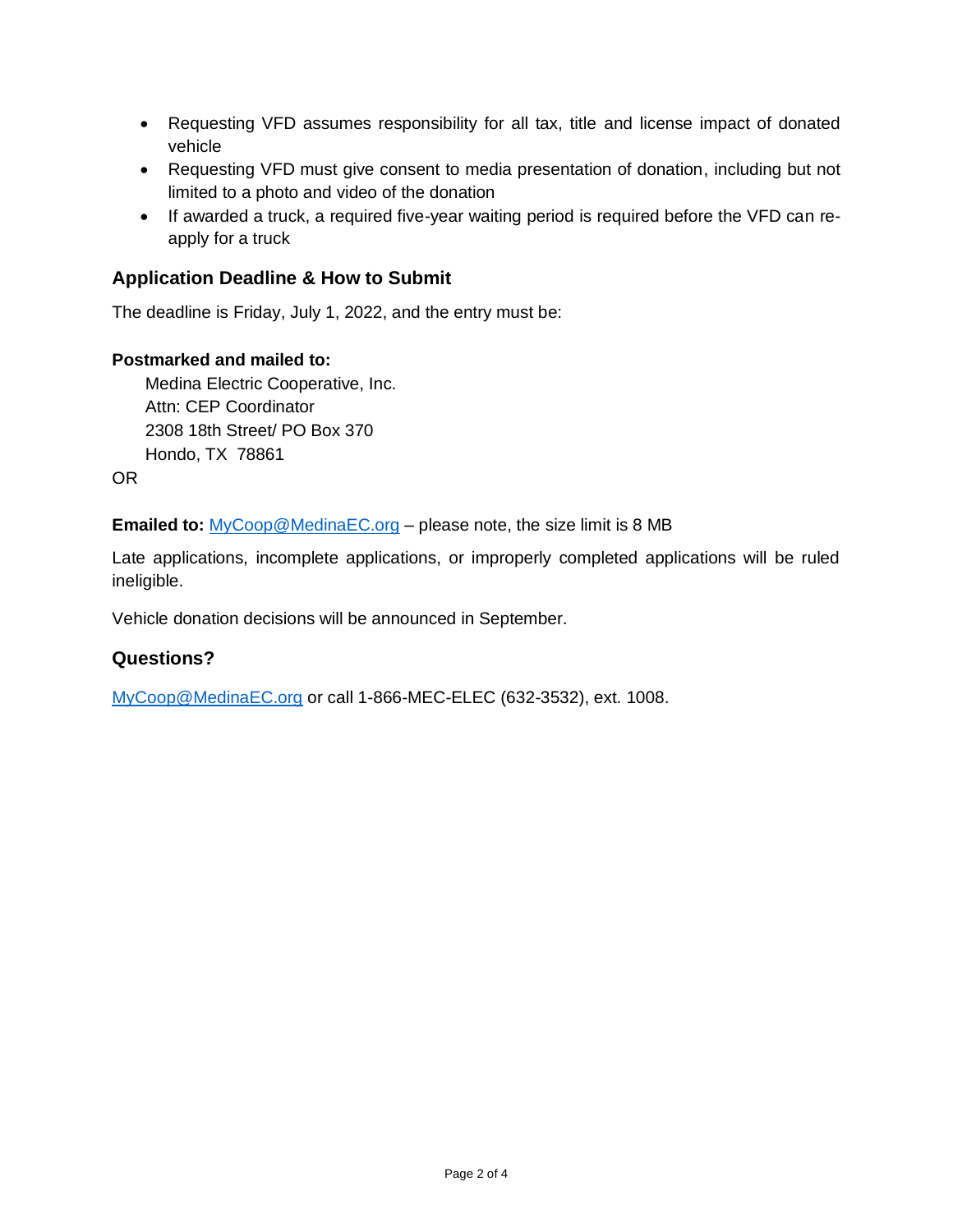- Requesting VFD assumes responsibility for all tax, title and license impact of donated vehicle
- Requesting VFD must give consent to media presentation of donation, including but not limited to a photo and video of the donation
- If awarded a truck, a required five-year waiting period is required before the VFD can re-apply for a truck

## Application Deadline & How to Submit

The deadline is Friday, July 1, 2022, and the entry must be:

**Postmarked and mailed to:**

Medina Electric Cooperative, Inc.
Attn: CEP Coordinator
2308 18th Street/ PO Box 370
Hondo, TX 78861

OR

**Emailed to:** MyCoop@MedinaEC.org – please note, the size limit is 8 MB

Late applications, incomplete applications, or improperly completed applications will be ruled ineligible.

Vehicle donation decisions will be announced in September.

## Questions?

MyCoop@MedinaEC.org or call 1-866-MEC-ELEC (632-3532), ext. 1008.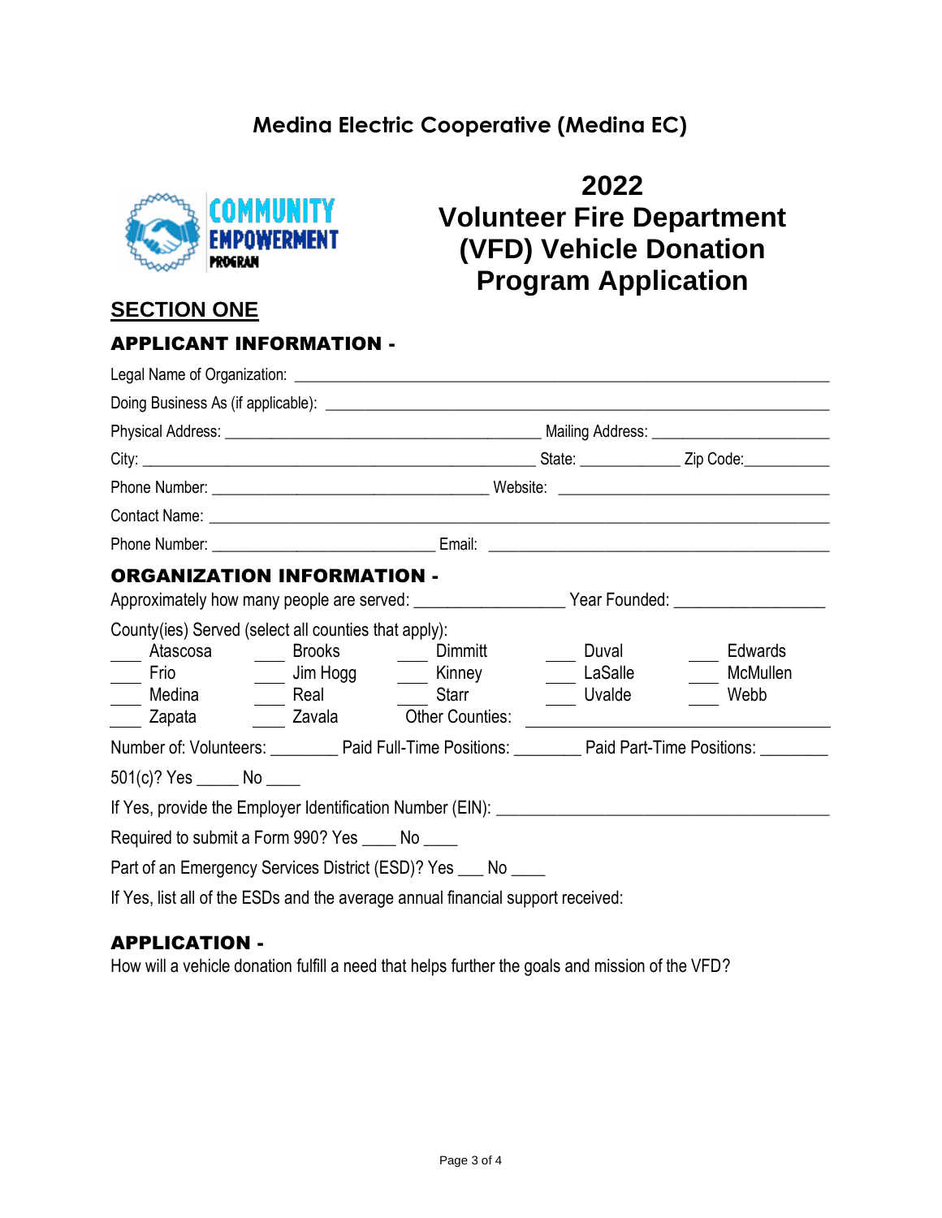# Medina Electric Cooperative (Medina EC)

COMMUNITY EMPOWERMENT PROGRAM

# 2022 Volunteer Fire Department (VFD) Vehicle Donation Program Application

## SECTION ONE

### APPLICANT INFORMATION -

Legal Name of Organization: ___________________________________________________________

Doing Business As (if applicable): ______________________________________________________

Physical Address: ______________________________ Mailing Address: ____________________

City: ______________________________________ State: ___________ Zip Code:__________

Phone Number: ___________________________ Website: ______________________________

Contact Name: ______________________________________________________________________

Phone Number: _________________________ Email: _______________________________________

### ORGANIZATION INFORMATION -

Approximately how many people are served: _________________ Year Founded: _________________

County(ies) Served (select all counties that apply):

| | | | | |
|---|---|---|---|---|
| ____ Atascosa | ____ Brooks | ____ Dimmitt | ____ Duval | ____ Edwards |
| ____ Frio | ____ Jim Hogg | ____ Kinney | ____ LaSalle | ____ McMullen |
| ____ Medina | ____ Real | ____ Starr | ____ Uvalde | ____ Webb |
| ____ Zapata | ____ Zavala | Other Counties: | ______________ | ______________ |

Number of: Volunteers: ________ Paid Full-Time Positions: ________ Paid Part-Time Positions: ________

501(c)? Yes _____ No ____

If Yes, provide the Employer Identification Number (EIN): ________________________________________

Required to submit a Form 990? Yes ____ No ____

Part of an Emergency Services District (ESD)? Yes ___ No ____

If Yes, list all of the ESDs and the average annual financial support received:

### APPLICATION -

How will a vehicle donation fulfill a need that helps further the goals and mission of the VFD?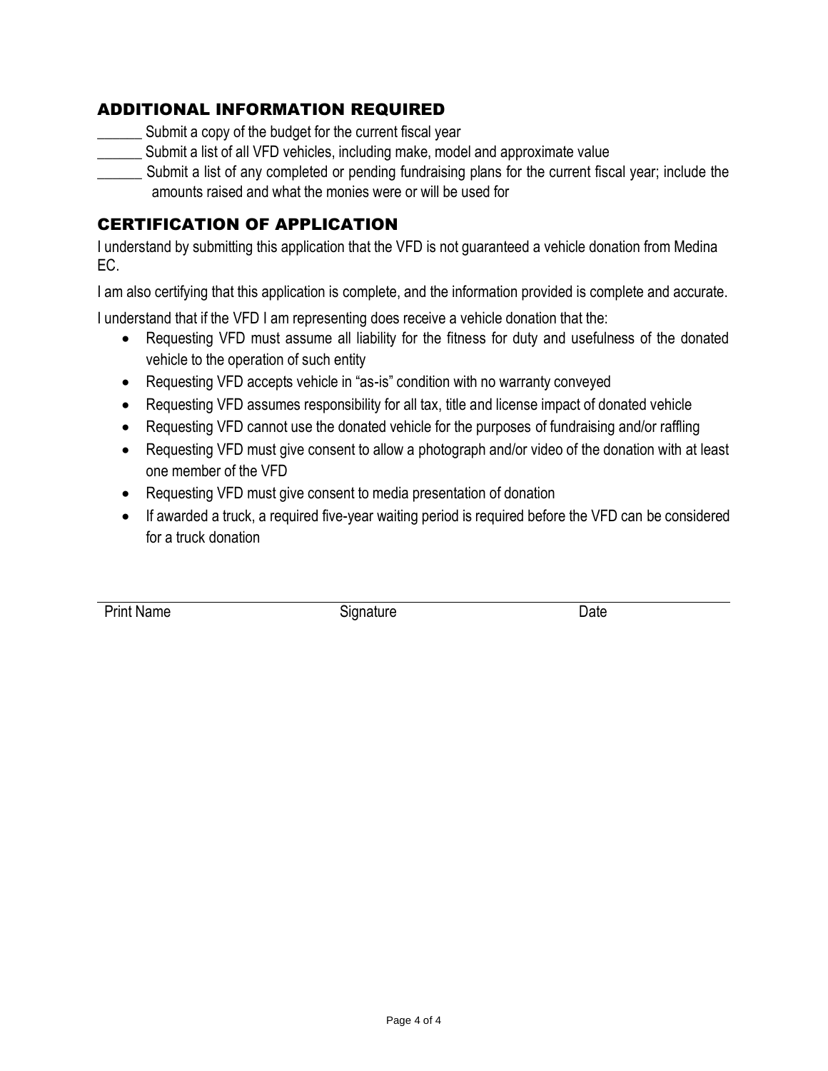## ADDITIONAL INFORMATION REQUIRED

______ Submit a copy of the budget for the current fiscal year

______ Submit a list of all VFD vehicles, including make, model and approximate value

______ Submit a list of any completed or pending fundraising plans for the current fiscal year; include the amounts raised and what the monies were or will be used for

## CERTIFICATION OF APPLICATION

I understand by submitting this application that the VFD is not guaranteed a vehicle donation from Medina EC.

I am also certifying that this application is complete, and the information provided is complete and accurate.

I understand that if the VFD I am representing does receive a vehicle donation that the:

- Requesting VFD must assume all liability for the fitness for duty and usefulness of the donated vehicle to the operation of such entity
- Requesting VFD accepts vehicle in "as-is" condition with no warranty conveyed
- Requesting VFD assumes responsibility for all tax, title and license impact of donated vehicle
- Requesting VFD cannot use the donated vehicle for the purposes of fundraising and/or raffling
- Requesting VFD must give consent to allow a photograph and/or video of the donation with at least one member of the VFD
- Requesting VFD must give consent to media presentation of donation
- If awarded a truck, a required five-year waiting period is required before the VFD can be considered for a truck donation

______________________________________________________________________

Print Name Signature Date